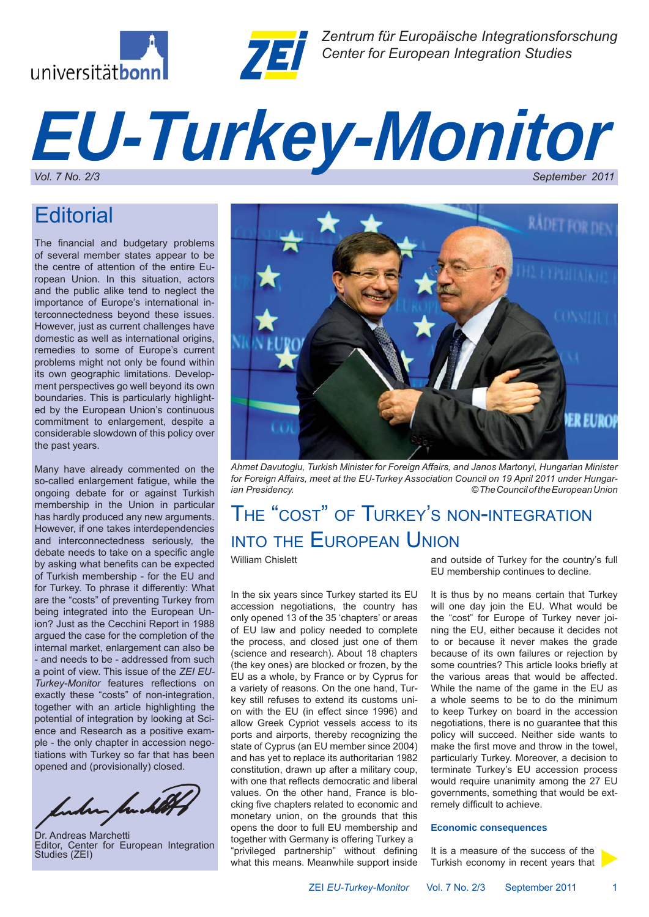Zentrum für Europäische Integrationsforschung
Center for European Integration Studies

# EU-Turkey-Monitor

*Vol. 7 No. 2/3* *September 2011*

## Editorial

The financial and budgetary problems of several member states appear to be the centre of attention of the entire European Union. In this situation, actors and the public alike tend to neglect the importance of Europe's international interconnectedness beyond these issues. However, just as current challenges have domestic as well as international origins, remedies to some of Europe's current problems might not only be found within its own geographic limitations. Development perspectives go well beyond its own boundaries. This is particularly highlighted by the European Union's continuous commitment to enlargement, despite a considerable slowdown of this policy over the past years.

Many have already commented on the so-called enlargement fatigue, while the ongoing debate for or against Turkish membership in the Union in particular has hardly produced any new arguments. However, if one takes interdependencies and interconnectedness seriously, the debate needs to take on a specific angle by asking what benefits can be expected of Turkish membership - for the EU and for Turkey. To phrase it differently: What are the "costs" of preventing Turkey from being integrated into the European Union? Just as the Cecchini Report in 1988 argued the case for the completion of the internal market, enlargement can also be - and needs to be - addressed from such a point of view. This issue of the *ZEI EU-Turkey-Monitor* features reflections on exactly these "costs" of non-integration, together with an article highlighting the potential of integration by looking at Science and Research as a positive example - the only chapter in accession negotiations with Turkey so far that has been opened and (provisionally) closed.

Dr. Andreas Marchetti
Editor, Center for European Integration Studies (ZEI)

*Ahmet Davutoglu, Turkish Minister for Foreign Affairs, and Janos Martonyi, Hungarian Minister for Foreign Affairs, meet at the EU-Turkey Association Council on 19 April 2011 under Hungarian Presidency.* *©The Council of the European Union*

## The "cost" of Turkey's non-integration into the European Union

William Chislett

In the six years since Turkey started its EU accession negotiations, the country has only opened 13 of the 35 'chapters' or areas of EU law and policy needed to complete the process, and closed just one of them (science and research). About 18 chapters (the key ones) are blocked or frozen, by the EU as a whole, by France or by Cyprus for a variety of reasons. On the one hand, Turkey still refuses to extend its customs union with the EU (in effect since 1996) and allow Greek Cypriot vessels access to its ports and airports, thereby recognizing the state of Cyprus (an EU member since 2004) and has yet to replace its authoritarian 1982 constitution, drawn up after a military coup, with one that reflects democratic and liberal values. On the other hand, France is blocking five chapters related to economic and monetary union, on the grounds that this opens the door to full EU membership and together with Germany is offering Turkey a "privileged partnership" without defining what this means. Meanwhile support inside and outside of Turkey for the country's full EU membership continues to decline.

It is thus by no means certain that Turkey will one day join the EU. What would be the "cost" for Europe of Turkey never joining the EU, either because it decides not to or because it never makes the grade because of its own failures or rejection by some countries? This article looks briefly at the various areas that would be affected. While the name of the game in the EU as a whole seems to be to do the minimum to keep Turkey on board in the accession negotiations, there is no guarantee that this policy will succeed. Neither side wants to make the first move and throw in the towel, particularly Turkey. Moreover, a decision to terminate Turkey's EU accession process would require unanimity among the 27 EU governments, something that would be extremely difficult to achieve.

**Economic consequences**

It is a measure of the success of the Turkish economy in recent years that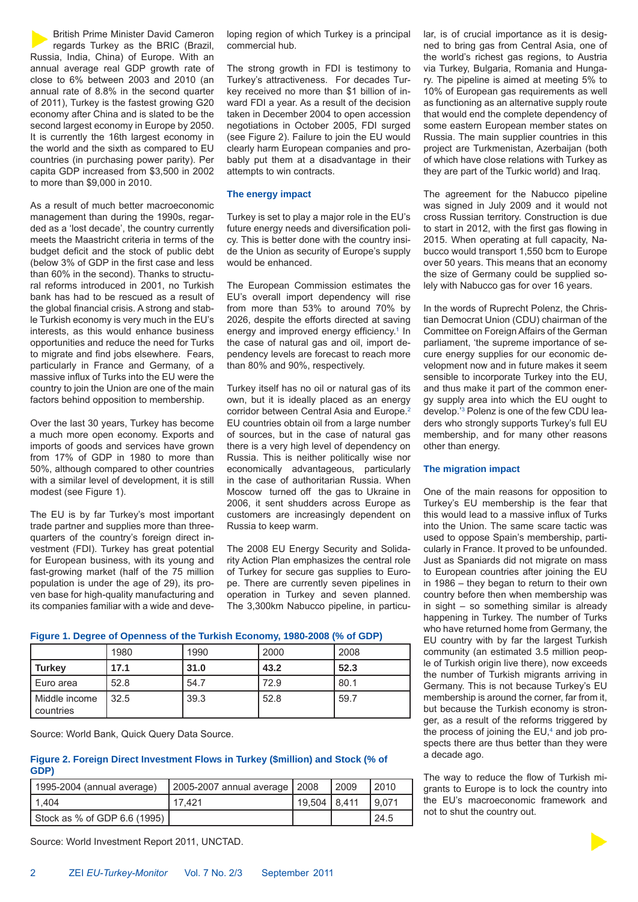British Prime Minister David Cameron regards Turkey as the BRIC (Brazil, Russia, India, China) of Europe. With an annual average real GDP growth rate of close to 6% between 2003 and 2010 (an annual rate of 8.8% in the second quarter of 2011), Turkey is the fastest growing G20 economy after China and is slated to be the second largest economy in Europe by 2050. It is currently the 16th largest economy in the world and the sixth as compared to EU countries (in purchasing power parity). Per capita GDP increased from $3,500 in 2002 to more than $9,000 in 2010.

As a result of much better macroeconomic management than during the 1990s, regarded as a 'lost decade', the country currently meets the Maastricht criteria in terms of the budget deficit and the stock of public debt (below 3% of GDP in the first case and less than 60% in the second). Thanks to structural reforms introduced in 2001, no Turkish bank has had to be rescued as a result of the global financial crisis. A strong and stable Turkish economy is very much in the EU's interests, as this would enhance business opportunities and reduce the need for Turks to migrate and find jobs elsewhere. Fears, particularly in France and Germany, of a massive influx of Turks into the EU were the country to join the Union are one of the main factors behind opposition to membership.

Over the last 30 years, Turkey has become a much more open economy. Exports and imports of goods and services have grown from 17% of GDP in 1980 to more than 50%, although compared to other countries with a similar level of development, it is still modest (see Figure 1).

The EU is by far Turkey's most important trade partner and supplies more than three-quarters of the country's foreign direct investment (FDI). Turkey has great potential for European business, with its young and fast-growing market (half of the 75 million population is under the age of 29), its proven base for high-quality manufacturing and its companies familiar with a wide and developing region of which Turkey is a principal commercial hub.

The strong growth in FDI is testimony to Turkey's attractiveness. For decades Turkey received no more than $1 billion of inward FDI a year. As a result of the decision taken in December 2004 to open accession negotiations in October 2005, FDI surged (see Figure 2). Failure to join the EU would clearly harm European companies and probably put them at a disadvantage in their attempts to win contracts.

### The energy impact

Turkey is set to play a major role in the EU's future energy needs and diversification policy. This is better done with the country inside the Union as security of Europe's supply would be enhanced.

The European Commission estimates the EU's overall import dependency will rise from more than 53% to around 70% by 2026, despite the efforts directed at saving energy and improved energy efficiency.[1] In the case of natural gas and oil, import dependency levels are forecast to reach more than 80% and 90%, respectively.

Turkey itself has no oil or natural gas of its own, but it is ideally placed as an energy corridor between Central Asia and Europe.[2] EU countries obtain oil from a large number of sources, but in the case of natural gas there is a very high level of dependency on Russia. This is neither politically wise nor economically advantageous, particularly in the case of authoritarian Russia. When Moscow turned off the gas to Ukraine in 2006, it sent shudders across Europe as customers are increasingly dependent on Russia to keep warm.

The 2008 EU Energy Security and Solidarity Action Plan emphasizes the central role of Turkey for secure gas supplies to Europe. There are currently seven pipelines in operation in Turkey and seven planned. The 3,300km Nabucco pipeline, in particular, is of crucial importance as it is designed to bring gas from Central Asia, one of the world's richest gas regions, to Austria via Turkey, Bulgaria, Romania and Hungary. The pipeline is aimed at meeting 5% to 10% of European gas requirements as well as functioning as an alternative supply route that would end the complete dependency of some eastern European member states on Russia. The main supplier countries in this project are Turkmenistan, Azerbaijan (both of which have close relations with Turkey as they are part of the Turkic world) and Iraq.

The agreement for the Nabucco pipeline was signed in July 2009 and it would not cross Russian territory. Construction is due to start in 2012, with the first gas flowing in 2015. When operating at full capacity, Nabucco would transport 1,550 bcm to Europe over 50 years. This means that an economy the size of Germany could be supplied solely with Nabucco gas for over 16 years.

In the words of Ruprecht Polenz, the Christian Democrat Union (CDU) chairman of the Committee on Foreign Affairs of the German parliament, 'the supreme importance of secure energy supplies for our economic development now and in future makes it seem sensible to incorporate Turkey into the EU, and thus make it part of the common energy supply area into which the EU ought to develop.'[3] Polenz is one of the few CDU leaders who strongly supports Turkey's full EU membership, and for many other reasons other than energy.

### The migration impact

One of the main reasons for opposition to Turkey's EU membership is the fear that this would lead to a massive influx of Turks into the Union. The same scare tactic was used to oppose Spain's membership, particularly in France. It proved to be unfounded. Just as Spaniards did not migrate on mass to European countries after joining the EU in 1986 – they began to return to their own country before then when membership was in sight – so something similar is already happening in Turkey. The number of Turks who have returned home from Germany, the EU country with by far the largest Turkish community (an estimated 3.5 million people of Turkish origin live there), now exceeds the number of Turkish migrants arriving in Germany. This is not because Turkey's EU membership is around the corner, far from it, but because the Turkish economy is stronger, as a result of the reforms triggered by the process of joining the EU,[4] and job prospects there are thus better than they were a decade ago.

The way to reduce the flow of Turkish migrants to Europe is to lock the country into the EU's macroeconomic framework and not to shut the country out.

**Figure 1. Degree of Openness of the Turkish Economy, 1980-2008 (% of GDP)**

| | 1980 | 1990 | 2000 | 2008 |
|---|---|---|---|---|
| **Turkey** | **17.1** | **31.0** | **43.2** | **52.3** |
| Euro area | 52.8 | 54.7 | 72.9 | 80.1 |
| Middle income countries | 32.5 | 39.3 | 52.8 | 59.7 |

Source: World Bank, Quick Query Data Source.

**Figure 2. Foreign Direct Investment Flows in Turkey ($million) and Stock (% of GDP)**

| 1995-2004 (annual average) | 2005-2007 annual average | 2008 | 2009 | 2010 |
|---|---|---|---|---|
| 1,404 | 17,421 | 19,504 | 8,411 | 9,071 |
| Stock as % of GDP 6.6 (1995) | | | | 24.5 |

Source: World Investment Report 2011, UNCTAD.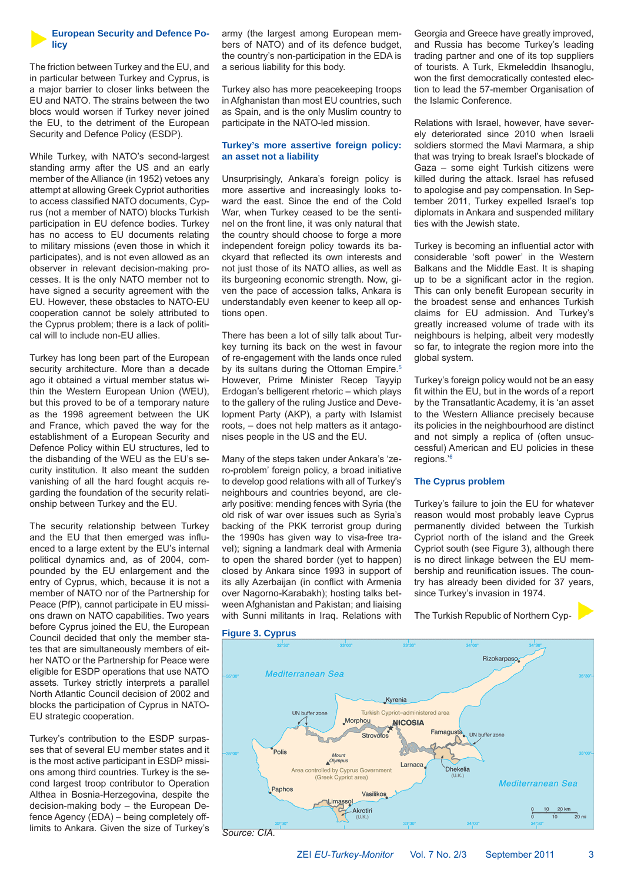## European Security and Defence Policy

The friction between Turkey and the EU, and in particular between Turkey and Cyprus, is a major barrier to closer links between the EU and NATO. The strains between the two blocs would worsen if Turkey never joined the EU, to the detriment of the European Security and Defence Policy (ESDP).

While Turkey, with NATO's second-largest standing army after the US and an early member of the Alliance (in 1952) vetoes any attempt at allowing Greek Cypriot authorities to access classified NATO documents, Cyprus (not a member of NATO) blocks Turkish participation in EU defence bodies. Turkey has no access to EU documents relating to military missions (even those in which it participates), and is not even allowed as an observer in relevant decision-making processes. It is the only NATO member not to have signed a security agreement with the EU. However, these obstacles to NATO-EU cooperation cannot be solely attributed to the Cyprus problem; there is a lack of political will to include non-EU allies.

Turkey has long been part of the European security architecture. More than a decade ago it obtained a virtual member status within the Western European Union (WEU), but this proved to be of a temporary nature as the 1998 agreement between the UK and France, which paved the way for the establishment of a European Security and Defence Policy within EU structures, led to the disbanding of the WEU as the EU's security institution. It also meant the sudden vanishing of all the hard fought acquis regarding the foundation of the security relationship between Turkey and the EU.

The security relationship between Turkey and the EU that then emerged was influenced to a large extent by the EU's internal political dynamics and, as of 2004, compounded by the EU enlargement and the entry of Cyprus, which, because it is not a member of NATO nor of the Partnership for Peace (PfP), cannot participate in EU missions drawn on NATO capabilities. Two years before Cyprus joined the EU, the European Council decided that only the member states that are simultaneously members of either NATO or the Partnership for Peace were eligible for ESDP operations that use NATO assets. Turkey strictly interprets a parallel North Atlantic Council decision of 2002 and blocks the participation of Cyprus in NATO-EU strategic cooperation.

Turkey's contribution to the ESDP surpasses that of several EU member states and it is the most active participant in ESDP missions among third countries. Turkey is the second largest troop contributor to Operation Althea in Bosnia-Herzegovina, despite the decision-making body – the European Defence Agency (EDA) – being completely off-limits to Ankara. Given the size of Turkey's army (the largest among European members of NATO) and of its defence budget, the country's non-participation in the EDA is a serious liability for this body.

Turkey also has more peacekeeping troops in Afghanistan than most EU countries, such as Spain, and is the only Muslim country to participate in the NATO-led mission.

## Turkey's more assertive foreign policy: an asset not a liability

Unsurprisingly, Ankara's foreign policy is more assertive and increasingly looks toward the east. Since the end of the Cold War, when Turkey ceased to be the sentinel on the front line, it was only natural that the country should choose to forge a more independent foreign policy towards its backyard that reflected its own interests and not just those of its NATO allies, as well as its burgeoning economic strength. Now, given the pace of accession talks, Ankara is understandably even keener to keep all options open.

There has been a lot of silly talk about Turkey turning its back on the west in favour of re-engagement with the lands once ruled by its sultans during the Ottoman Empire.[5] However, Prime Minister Recep Tayyip Erdogan's belligerent rhetoric – which plays to the gallery of the ruling Justice and Development Party (AKP), a party with Islamist roots, – does not help matters as it antagonises people in the US and the EU.

Many of the steps taken under Ankara's 'zero-problem' foreign policy, a broad initiative to develop good relations with all of Turkey's neighbours and countries beyond, are clearly positive: mending fences with Syria (the old risk of war over issues such as Syria's backing of the PKK terrorist group during the 1990s has given way to visa-free travel); signing a landmark deal with Armenia to open the shared border (yet to happen) closed by Ankara since 1993 in support of its ally Azerbaijan (in conflict with Armenia over Nagorno-Karabakh); hosting talks between Afghanistan and Pakistan; and liaising with Sunni militants in Iraq. Relations with Georgia and Greece have greatly improved, and Russia has become Turkey's leading trading partner and one of its top suppliers of tourists. A Turk, Ekmeleddin Ihsanoglu, won the first democratically contested election to lead the 57-member Organisation of the Islamic Conference.

Relations with Israel, however, have severely deteriorated since 2010 when Israeli soldiers stormed the Mavi Marmara, a ship that was trying to break Israel's blockade of Gaza – some eight Turkish citizens were killed during the attack. Israel has refused to apologise and pay compensation. In September 2011, Turkey expelled Israel's top diplomats in Ankara and suspended military ties with the Jewish state.

Turkey is becoming an influential actor with considerable 'soft power' in the Western Balkans and the Middle East. It is shaping up to be a significant actor in the region. This can only benefit European security in the broadest sense and enhances Turkish claims for EU admission. And Turkey's greatly increased volume of trade with its neighbours is helping, albeit very modestly so far, to integrate the region more into the global system.

Turkey's foreign policy would not be an easy fit within the EU, but in the words of a report by the Transatlantic Academy, it is 'an asset to the Western Alliance precisely because its policies in the neighbourhood are distinct and not simply a replica of (often unsuccessful) American and EU policies in these regions.'[6]

## The Cyprus problem

Turkey's failure to join the EU for whatever reason would most probably leave Cyprus permanently divided between the Turkish Cypriot north of the island and the Greek Cypriot south (see Figure 3), although there is no direct linkage between the EU membership and reunification issues. The country has already been divided for 37 years, since Turkey's invasion in 1974.

The Turkish Republic of Northern Cyp-

**Figure 3. Cyprus**

Source: CIA.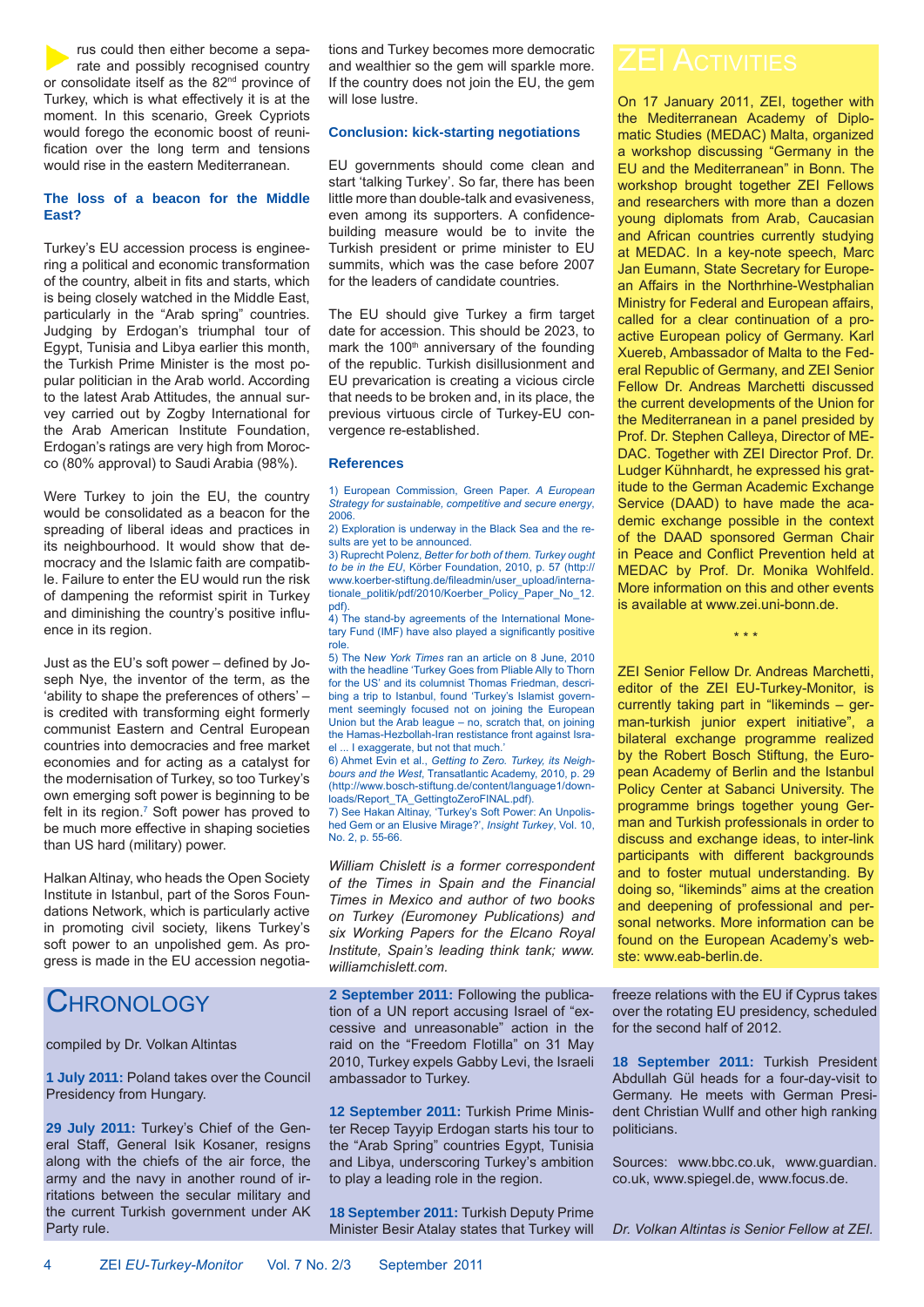rus could then either become a separate and possibly recognised country or consolidate itself as the 82nd province of Turkey, which is what effectively it is at the moment. In this scenario, Greek Cypriots would forego the economic boost of reunification over the long term and tensions would rise in the eastern Mediterranean.

### The loss of a beacon for the Middle East?

Turkey's EU accession process is engineering a political and economic transformation of the country, albeit in fits and starts, which is being closely watched in the Middle East, particularly in the "Arab spring" countries. Judging by Erdogan's triumphal tour of Egypt, Tunisia and Libya earlier this month, the Turkish Prime Minister is the most popular politician in the Arab world. According to the latest Arab Attitudes, the annual survey carried out by Zogby International for the Arab American Institute Foundation, Erdogan's ratings are very high from Morocco (80% approval) to Saudi Arabia (98%).

Were Turkey to join the EU, the country would be consolidated as a beacon for the spreading of liberal ideas and practices in its neighbourhood. It would show that democracy and the Islamic faith are compatible. Failure to enter the EU would run the risk of dampening the reformist spirit in Turkey and diminishing the country's positive influence in its region.

Just as the EU's soft power – defined by Joseph Nye, the inventor of the term, as the 'ability to shape the preferences of others' – is credited with transforming eight formerly communist Eastern and Central European countries into democracies and free market economies and for acting as a catalyst for the modernisation of Turkey, so too Turkey's own emerging soft power is beginning to be felt in its region.[7] Soft power has proved to be much more effective in shaping societies than US hard (military) power.

Halkan Altinay, who heads the Open Society Institute in Istanbul, part of the Soros Foundations Network, which is particularly active in promoting civil society, likens Turkey's soft power to an unpolished gem. As progress is made in the EU accession negotiations and Turkey becomes more democratic and wealthier so the gem will sparkle more. If the country does not join the EU, the gem will lose lustre.

### Conclusion: kick-starting negotiations

EU governments should come clean and start 'talking Turkey'. So far, there has been little more than double-talk and evasiveness, even among its supporters. A confidence-building measure would be to invite the Turkish president or prime minister to EU summits, which was the case before 2007 for the leaders of candidate countries.

The EU should give Turkey a firm target date for accession. This should be 2023, to mark the 100th anniversary of the founding of the republic. Turkish disillusionment and EU prevarication is creating a vicious circle that needs to be broken and, in its place, the previous virtuous circle of Turkey-EU convergence re-established.

### References

1) European Commission, Green Paper. *A European Strategy for sustainable, competitive and secure energy*, 2006.
2) Exploration is underway in the Black Sea and the results are yet to be announced.
3) Ruprecht Polenz, *Better for both of them. Turkey ought to be in the EU*, Körber Foundation, 2010, p. 57 (http://www.koerber-stiftung.de/fileadmin/user_upload/internationale_politik/pdf/2010/Koerber_Policy_Paper_No_12.pdf).
4) The stand-by agreements of the International Monetary Fund (IMF) have also played a significantly positive role.
5) The New *York Times* ran an article on 8 June, 2010 with the headline 'Turkey Goes from Pliable Ally to Thorn for the US' and its columnist Thomas Friedman, describing a trip to Istanbul, found 'Turkey's Islamist government seemingly focused not on joining the European Union but the Arab league – no, scratch that, on joining the Hamas-Hezbollah-Iran resistance front against Israel ... I exaggerate, but not that much.'
6) Ahmet Evin et al., *Getting to Zero. Turkey, its Neighbours and the West*, Transatlantic Academy, 2010, p. 29 (http://www.bosch-stiftung.de/content/language1/downloads/Report_TA_GettingtoZeroFINAL.pdf).
7) See Hakan Altinay, 'Turkey's Soft Power: An Unpolished Gem or an Elusive Mirage?', *Insight Turkey*, Vol. 10, No. 2, p. 55-66.

*William Chislett is a former correspondent of the Times in Spain and the Financial Times in Mexico and author of two books on Turkey (Euromoney Publications) and six Working Papers for the Elcano Royal Institute, Spain's leading think tank; www.williamchislett.com.*

## ZEI Activities

On 17 January 2011, ZEI, together with the Mediterranean Academy of Diplomatic Studies (MEDAC) Malta, organized a workshop discussing "Germany in the EU and the Mediterranean" in Bonn. The workshop brought together ZEI Fellows and researchers with more than a dozen young diplomats from Arab, Caucasian and African countries currently studying at MEDAC. In a key-note speech, Marc Jan Eumann, State Secretary for European Affairs in the Northrhine-Westphalian Ministry for Federal and European affairs, called for a clear continuation of a pro-active European policy of Germany. Karl Xuereb, Ambassador of Malta to the Federal Republic of Germany, and ZEI Senior Fellow Dr. Andreas Marchetti discussed the current developments of the Union for the Mediterranean in a panel presided by Prof. Dr. Stephen Calleya, Director of MEDAC. Together with ZEI Director Prof. Dr. Ludger Kühnhardt, he expressed his gratitude to the German Academic Exchange Service (DAAD) to have made the academic exchange possible in the context of the DAAD sponsored German Chair in Peace and Conflict Prevention held at MEDAC by Prof. Dr. Monika Wohlfeld. More information on this and other events is available at www.zei.uni-bonn.de.

\* \* \*

ZEI Senior Fellow Dr. Andreas Marchetti, editor of the ZEI EU-Turkey-Monitor, is currently taking part in "likeminds – german-turkish junior expert initiative", a bilateral exchange programme realized by the Robert Bosch Stiftung, the European Academy of Berlin and the Istanbul Policy Center at Sabanci University. The programme brings together young German and Turkish professionals in order to discuss and exchange ideas, to inter-link participants with different backgrounds and to foster mutual understanding. By doing so, "likeminds" aims at the creation and deepening of professional and personal networks. More information can be found on the European Academy's webste: www.eab-berlin.de.

## Chronology

compiled by Dr. Volkan Altintas

**1 July 2011:** Poland takes over the Council Presidency from Hungary.

**29 July 2011:** Turkey's Chief of the General Staff, General Isik Kosaner, resigns along with the chiefs of the air force, the army and the navy in another round of irritations between the secular military and the current Turkish government under AK Party rule.

**2 September 2011:** Following the publication of a UN report accusing Israel of "excessive and unreasonable" action in the raid on the "Freedom Flotilla" on 31 May 2010, Turkey expels Gabby Levi, the Israeli ambassador to Turkey.

**12 September 2011:** Turkish Prime Minister Recep Tayyip Erdogan starts his tour to the "Arab Spring" countries Egypt, Tunisia and Libya, underscoring Turkey's ambition to play a leading role in the region.

**18 September 2011:** Turkish Deputy Prime Minister Besir Atalay states that Turkey will freeze relations with the EU if Cyprus takes over the rotating EU presidency, scheduled for the second half of 2012.

**18 September 2011:** Turkish President Abdullah Gül heads for a four-day-visit to Germany. He meets with German President Christian Wulff and other high ranking politicians.

Sources: www.bbc.co.uk, www.guardian.co.uk, www.spiegel.de, www.focus.de.

*Dr. Volkan Altintas is Senior Fellow at ZEI.*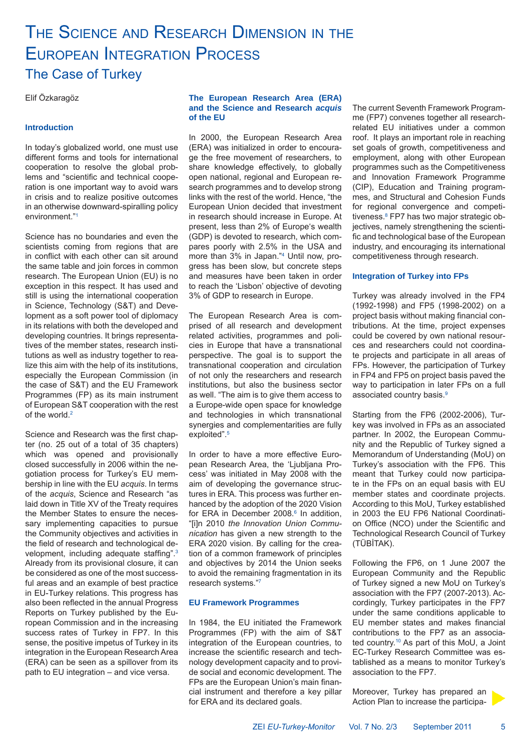# The Science and Research Dimension in the European Integration Process

## The Case of Turkey

Elif Özkaragöz

### Introduction

In today's globalized world, one must use different forms and tools for international cooperation to resolve the global problems and "scientific and technical cooperation is one important way to avoid wars in crisis and to realize positive outcomes in an otherwise downward-spiralling policy environment."[1]

Science has no boundaries and even the scientists coming from regions that are in conflict with each other can sit around the same table and join forces in common research. The European Union (EU) is no exception in this respect. It has used and still is using the international cooperation in Science, Technology (S&T) and Development as a soft power tool of diplomacy in its relations with both the developed and developing countries. It brings representatives of the member states, research institutions as well as industry together to realize this aim with the help of its institutions, especially the European Commission (in the case of S&T) and the EU Framework Programmes (FP) as its main instrument of European S&T cooperation with the rest of the world.[2]

Science and Research was the first chapter (no. 25 out of a total of 35 chapters) which was opened and provisionally closed successfully in 2006 within the negotiation process for Turkey's EU membership in line with the EU *acquis*. In terms of the *acquis*, Science and Research "as laid down in Title XV of the Treaty requires the Member States to ensure the necessary implementing capacities to pursue the Community objectives and activities in the field of research and technological development, including adequate staffing".[3] Already from its provisional closure, it can be considered as one of the most successful areas and an example of best practice in EU-Turkey relations. This progress has also been reflected in the annual Progress Reports on Turkey published by the European Commission and in the increasing success rates of Turkey in FP7. In this sense, the positive impetus of Turkey in its integration in the European Research Area (ERA) can be seen as a spillover from its path to EU integration – and vice versa.

### The European Research Area (ERA) and the Science and Research *acquis* of the EU

In 2000, the European Research Area (ERA) was initialized in order to encourage the free movement of researchers, to share knowledge effectively, to globally open national, regional and European research programmes and to develop strong links with the rest of the world. Hence, "the European Union decided that investment in research should increase in Europe. At present, less than 2% of Europe's wealth (GDP) is devoted to research, which compares poorly with 2.5% in the USA and more than 3% in Japan."[4] Until now, progress has been slow, but concrete steps and measures have been taken in order to reach the 'Lisbon' objective of devoting 3% of GDP to research in Europe.

The European Research Area is comprised of all research and development related activities, programmes and policies in Europe that have a transnational perspective. The goal is to support the transnational cooperation and circulation of not only the researchers and research institutions, but also the business sector as well. "The aim is to give them access to a Europe-wide open space for knowledge and technologies in which transnational synergies and complementarities are fully exploited".[5]

In order to have a more effective European Research Area, the 'Ljubljana Process' was initiated in May 2008 with the aim of developing the governance structures in ERA. This process was further enhanced by the adoption of the 2020 Vision for ERA in December 2008.[6] In addition, "[i]n 2010 *the Innovation Union Communication* has given a new strength to the ERA 2020 vision. By calling for the creation of a common framework of principles and objectives by 2014 the Union seeks to avoid the remaining fragmentation in its research systems."[7]

### EU Framework Programmes

In 1984, the EU initiated the Framework Programmes (FP) with the aim of S&T integration of the European countries, to increase the scientific research and technology development capacity and to provide social and economic development. The FPs are the European Union's main financial instrument and therefore a key pillar for ERA and its declared goals.

The current Seventh Framework Programme (FP7) convenes together all research-related EU initiatives under a common roof. It plays an important role in reaching set goals of growth, competitiveness and employment, along with other European programmes such as the Competitiveness and Innovation Framework Programme (CIP), Education and Training programmes, and Structural and Cohesion Funds for regional convergence and competitiveness.[8] FP7 has two major strategic objectives, namely strengthening the scientific and technological base of the European industry, and encouraging its international competitiveness through research.

### Integration of Turkey into FPs

Turkey was already involved in the FP4 (1992-1998) and FP5 (1998-2002) on a project basis without making financial contributions. At the time, project expenses could be covered by own national resources and researchers could not coordinate projects and participate in all areas of FPs. However, the participation of Turkey in FP4 and FP5 on project basis paved the way to participation in later FPs on a full associated country basis.[9]

Starting from the FP6 (2002-2006), Turkey was involved in FPs as an associated partner. In 2002, the European Community and the Republic of Turkey signed a Memorandum of Understanding (MoU) on Turkey's association with the FP6. This meant that Turkey could now participate in the FPs on an equal basis with EU member states and coordinate projects. According to this MoU, Turkey established in 2003 the EU FP6 National Coordination Office (NCO) under the Scientific and Technological Research Council of Turkey (TÜBİTAK).

Following the FP6, on 1 June 2007 the European Community and the Republic of Turkey signed a new MoU on Turkey's association with the FP7 (2007-2013). Accordingly, Turkey participates in the FP7 under the same conditions applicable to EU member states and makes financial contributions to the FP7 as an associated country.[10] As part of this MoU, a Joint EC-Turkey Research Committee was established as a means to monitor Turkey's association to the FP7.

Moreover, Turkey has prepared an Action Plan to increase the participa-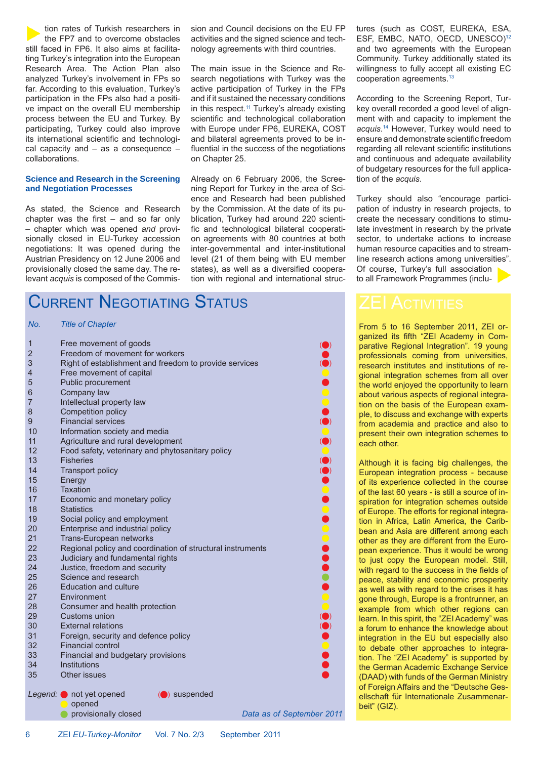tion rates of Turkish researchers in the FP7 and to overcome obstacles still faced in FP6. It also aims at facilitating Turkey's integration into the European Research Area. The Action Plan also analyzed Turkey's involvement in FPs so far. According to this evaluation, Turkey's participation in the FPs also had a positive impact on the overall EU membership process between the EU and Turkey. By participating, Turkey could also improve its international scientific and technological capacity and – as a consequence – collaborations.

### Science and Research in the Screening and Negotiation Processes

As stated, the Science and Research chapter was the first – and so far only – chapter which was opened *and* provisionally closed in EU-Turkey accession negotiations: It was opened during the Austrian Presidency on 12 June 2006 and provisionally closed the same day. The relevant *acquis* is composed of the Commission and Council decisions on the EU FP activities and the signed science and technology agreements with third countries.

The main issue in the Science and Research negotiations with Turkey was the active participation of Turkey in the FPs and if it sustained the necessary conditions in this respect.[11] Turkey's already existing scientific and technological collaboration with Europe under FP6, EUREKA, COST and bilateral agreements proved to be influential in the success of the negotiations on Chapter 25.

Already on 6 February 2006, the Screening Report for Turkey in the area of Science and Research had been published by the Commission. At the date of its publication, Turkey had around 220 scientific and technological bilateral cooperation agreements with 80 countries at both inter-governmental and inter-institutional level (21 of them being with EU member states), as well as a diversified cooperation with regional and international structures (such as COST, EUREKA, ESA, ESF, EMBC, NATO, OECD, UNESCO)[12] and two agreements with the European Community. Turkey additionally stated its willingness to fully accept all existing EC cooperation agreements.[13]

According to the Screening Report, Turkey overall recorded a good level of alignment with and capacity to implement the *acquis*.[14] However, Turkey would need to ensure and demonstrate scientific freedom regarding all relevant scientific institutions and continuous and adequate availability of budgetary resources for the full application of the *acquis*.

Turkey should also "encourage participation of industry in research projects, to create the necessary conditions to stimulate investment in research by the private sector, to undertake actions to increase human resource capacities and to streamline research actions among universities". Of course, Turkey's full association to all Framework Programmes (inclu-

## Current Negotiating Status

| No. | Title of Chapter | Status |
|---|---|---|
| 1 | Free movement of goods | suspended |
| 2 | Freedom of movement for workers | not yet opened |
| 3 | Right of establishment and freedom to provide services | suspended |
| 4 | Free movement of capital | opened |
| 5 | Public procurement | not yet opened |
| 6 | Company law | opened |
| 7 | Intellectual property law | opened |
| 8 | Competition policy | not yet opened |
| 9 | Financial services | suspended |
| 10 | Information society and media | opened |
| 11 | Agriculture and rural development | suspended |
| 12 | Food safety, veterinary and phytosanitary policy | opened |
| 13 | Fisheries | suspended |
| 14 | Transport policy | suspended |
| 15 | Energy | not yet opened |
| 16 | Taxation | opened |
| 17 | Economic and monetary policy | not yet opened |
| 18 | Statistics | opened |
| 19 | Social policy and employment | not yet opened |
| 20 | Enterprise and industrial policy | opened |
| 21 | Trans-European networks | opened |
| 22 | Regional policy and coordination of structural instruments | not yet opened |
| 23 | Judiciary and fundamental rights | not yet opened |
| 24 | Justice, freedom and security | not yet opened |
| 25 | Science and research | provisionally closed |
| 26 | Education and culture | not yet opened |
| 27 | Environment | opened |
| 28 | Consumer and health protection | opened |
| 29 | Customs union | suspended |
| 30 | External relations | suspended |
| 31 | Foreign, security and defence policy | not yet opened |
| 32 | Financial control | opened |
| 33 | Financial and budgetary provisions | not yet opened |
| 34 | Institutions | not yet opened |
| 35 | Other issues | not yet opened |

*Legend:* red – not yet opened; (red) – suspended; yellow – opened; green – provisionally closed

*Data as of September 2011*

## ZEI Activities

From 5 to 16 September 2011, ZEI organized its fifth "ZEI Academy in Comparative Regional Integration". 19 young professionals coming from universities, research institutes and institutions of regional integration schemes from all over the world enjoyed the opportunity to learn about various aspects of regional integration on the basis of the European example, to discuss and exchange with experts from academia and practice and also to present their own integration schemes to each other.

Although it is facing big challenges, the European integration process - because of its experience collected in the course of the last 60 years - is still a source of inspiration for integration schemes outside of Europe. The efforts for regional integration in Africa, Latin America, the Caribbean and Asia are different among each other as they are different from the European experience. Thus it would be wrong to just copy the European model. Still, with regard to the success in the fields of peace, stability and economic prosperity as well as with regard to the crises it has gone through, Europe is a frontrunner, an example from which other regions can learn. In this spirit, the "ZEI Academy" was a forum to enhance the knowledge about integration in the EU but especially also to debate other approaches to integration. The "ZEI Academy" is supported by the German Academic Exchange Service (DAAD) with funds of the German Ministry of Foreign Affairs and the "Deutsche Gesellschaft für Internationale Zusammenarbeit" (GIZ).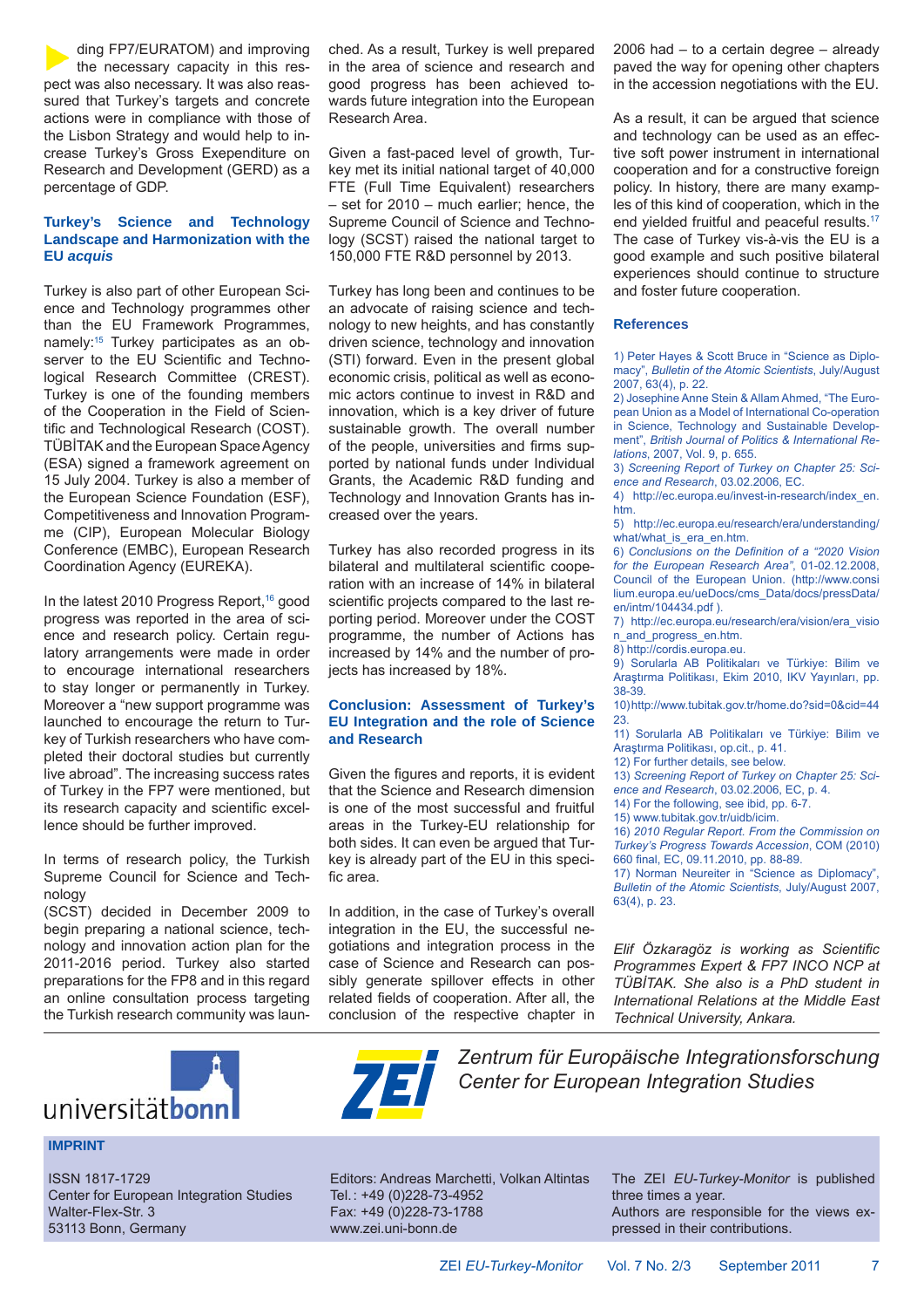ding FP7/EURATOM) and improving the necessary capacity in this respect was also necessary. It was also reassured that Turkey's targets and concrete actions were in compliance with those of the Lisbon Strategy and would help to increase Turkey's Gross Exependiture on Research and Development (GERD) as a percentage of GDP.

### Turkey's Science and Technology Landscape and Harmonization with the EU *acquis*

Turkey is also part of other European Science and Technology programmes other than the EU Framework Programmes, namely:[15] Turkey participates as an observer to the EU Scientific and Technological Research Committee (CREST). Turkey is one of the founding members of the Cooperation in the Field of Scientific and Technological Research (COST). TÜBİTAK and the European Space Agency (ESA) signed a framework agreement on 15 July 2004. Turkey is also a member of the European Science Foundation (ESF), Competitiveness and Innovation Programme (CIP), European Molecular Biology Conference (EMBC), European Research Coordination Agency (EUREKA).

In the latest 2010 Progress Report,[16] good progress was reported in the area of science and research policy. Certain regulatory arrangements were made in order to encourage international researchers to stay longer or permanently in Turkey. Moreover a "new support programme was launched to encourage the return to Turkey of Turkish researchers who have completed their doctoral studies but currently live abroad". The increasing success rates of Turkey in the FP7 were mentioned, but its research capacity and scientific excellence should be further improved.

In terms of research policy, the Turkish Supreme Council for Science and Technology (SCST) decided in December 2009 to begin preparing a national science, technology and innovation action plan for the 2011-2016 period. Turkey also started preparations for the FP8 and in this regard an online consultation process targeting the Turkish research community was launched. As a result, Turkey is well prepared in the area of science and research and good progress has been achieved towards future integration into the European Research Area.

Given a fast-paced level of growth, Turkey met its initial national target of 40,000 FTE (Full Time Equivalent) researchers – set for 2010 – much earlier; hence, the Supreme Council of Science and Technology (SCST) raised the national target to 150,000 FTE R&D personnel by 2013.

Turkey has long been and continues to be an advocate of raising science and technology to new heights, and has constantly driven science, technology and innovation (STI) forward. Even in the present global economic crisis, political as well as economic actors continue to invest in R&D and innovation, which is a key driver of future sustainable growth. The overall number of the people, universities and firms supported by national funds under Individual Grants, the Academic R&D funding and Technology and Innovation Grants has increased over the years.

Turkey has also recorded progress in its bilateral and multilateral scientific cooperation with an increase of 14% in bilateral scientific projects compared to the last reporting period. Moreover under the COST programme, the number of Actions has increased by 14% and the number of projects has increased by 18%.

### Conclusion: Assessment of Turkey's EU Integration and the role of Science and Research

Given the figures and reports, it is evident that the Science and Research dimension is one of the most successful and fruitful areas in the Turkey-EU relationship for both sides. It can even be argued that Turkey is already part of the EU in this specific area.

In addition, in the case of Turkey's overall integration in the EU, the successful negotiations and integration process in the case of Science and Research can possibly generate spillover effects in other related fields of cooperation. After all, the conclusion of the respective chapter in 2006 had – to a certain degree – already paved the way for opening other chapters in the accession negotiations with the EU.

As a result, it can be argued that science and technology can be used as an effective soft power instrument in international cooperation and for a constructive foreign policy. In history, there are many examples of this kind of cooperation, which in the end yielded fruitful and peaceful results.[17] The case of Turkey vis-à-vis the EU is a good example and such positive bilateral experiences should continue to structure and foster future cooperation.

### References

1) Peter Hayes & Scott Bruce in "Science as Diplomacy", *Bulletin of the Atomic Scientists*, July/August 2007, 63(4), p. 22.
2) Josephine Anne Stein & Allam Ahmed, "The European Union as a Model of International Co-operation in Science, Technology and Sustainable Development", *British Journal of Politics & International Relations*, 2007, Vol. 9, p. 655.
3) *Screening Report of Turkey on Chapter 25: Science and Research*, 03.02.2006, EC.
4) http://ec.europa.eu/invest-in-research/index_en.htm.
5) http://ec.europa.eu/research/era/understanding/what/what_is_era_en.htm.
6) *Conclusions on the Definition of a "2020 Vision for the European Research Area"*, 01-02.12.2008, Council of the European Union. (http://www.consilium.europa.eu/ueDocs/cms_Data/docs/pressData/en/intm/104434.pdf ).
7) http://ec.europa.eu/research/era/vision/era_vision_and_progress_en.htm.
8) http://cordis.europa.eu.
9) Sorularla AB Politikaları ve Türkiye: Bilim ve Araştırma Politikası, Ekim 2010, IKV Yayınları, pp. 38-39.
10) http://www.tubitak.gov.tr/home.do?sid=0&cid=4423.
11) Sorularla AB Politikaları ve Türkiye: Bilim ve Araştırma Politikası, op.cit., p. 41.
12) For further details, see below.
13) *Screening Report of Turkey on Chapter 25: Science and Research*, 03.02.2006, EC, p. 4.
14) For the following, see ibid, pp. 6-7.
15) www.tubitak.gov.tr/uidb/icim.
16) *2010 Regular Report. From the Commission on Turkey's Progress Towards Accession*, COM (2010) 660 final, EC, 09.11.2010, pp. 88-89.
17) Norman Neureiter in "Science as Diplomacy", *Bulletin of the Atomic Scientists*, July/August 2007, 63(4), p. 23.

*Elif Özkaragöz is working as Scientific Programmes Expert & FP7 INCO NCP at TÜBİTAK. She also is a PhD student in International Relations at the Middle East Technical University, Ankara.*

universitätbonn

ZEI *Zentrum für Europäische Integrationsforschung*
*Center for European Integration Studies*

**IMPRINT**

ISSN 1817-1729
Center for European Integration Studies
Walter-Flex-Str. 3
53113 Bonn, Germany

Editors: Andreas Marchetti, Volkan Altintas
Tel.: +49 (0)228-73-4952
Fax: +49 (0)228-73-1788
www.zei.uni-bonn.de

The ZEI *EU-Turkey-Monitor* is published three times a year.
Authors are responsible for the views expressed in their contributions.